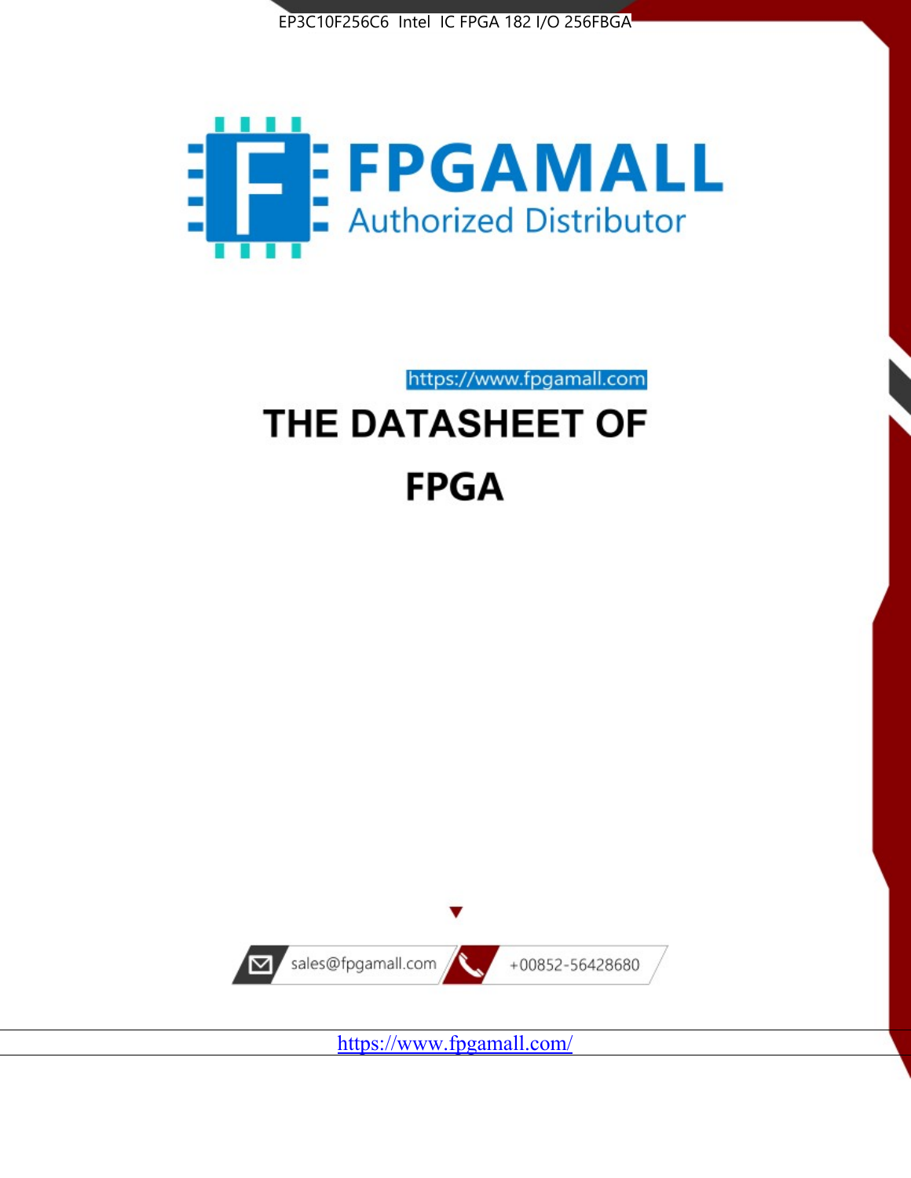EP3C10F256C6 Intel IC FPGA 182 I/O 256FBGA

FPGAMALL

Authorized Distributor

https://www.fpgamall.com

# THE DATASHEET OF

# FPGA

sales@fpgamall.com

+00852-56428680

https://www.fpgamall.com/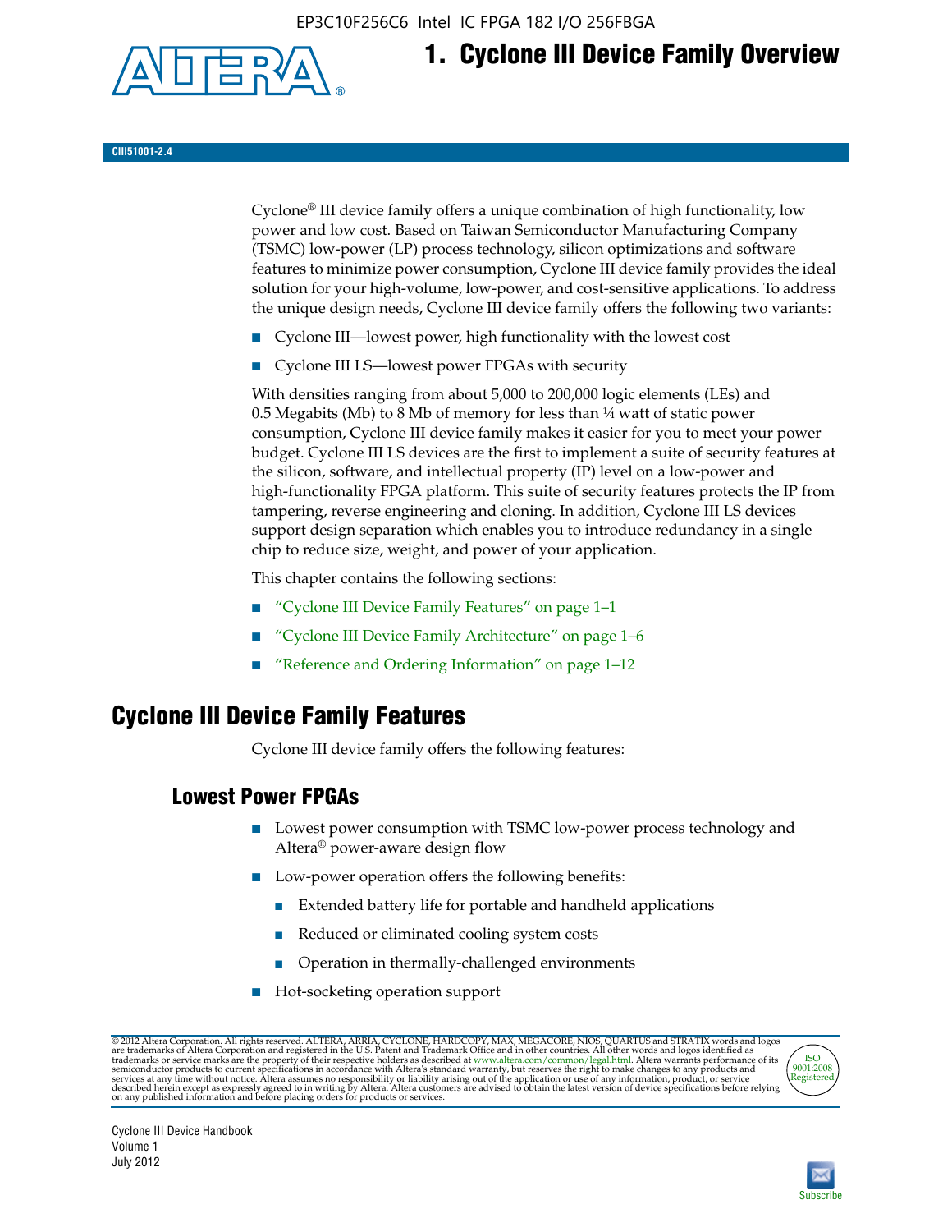# 1. Cyclone III Device Family Overview

CIII51001-2.4

Cyclone® III device family offers a unique combination of high functionality, low power and low cost. Based on Taiwan Semiconductor Manufacturing Company (TSMC) low-power (LP) process technology, silicon optimizations and software features to minimize power consumption, Cyclone III device family provides the ideal solution for your high-volume, low-power, and cost-sensitive applications. To address the unique design needs, Cyclone III device family offers the following two variants:

- Cyclone III—lowest power, high functionality with the lowest cost
- Cyclone III LS—lowest power FPGAs with security

With densities ranging from about 5,000 to 200,000 logic elements (LEs) and 0.5 Megabits (Mb) to 8 Mb of memory for less than ¼ watt of static power consumption, Cyclone III device family makes it easier for you to meet your power budget. Cyclone III LS devices are the first to implement a suite of security features at the silicon, software, and intellectual property (IP) level on a low-power and high-functionality FPGA platform. This suite of security features protects the IP from tampering, reverse engineering and cloning. In addition, Cyclone III LS devices support design separation which enables you to introduce redundancy in a single chip to reduce size, weight, and power of your application.

This chapter contains the following sections:

- "Cyclone III Device Family Features" on page 1–1
- "Cyclone III Device Family Architecture" on page 1–6
- "Reference and Ordering Information" on page 1–12

## Cyclone III Device Family Features

Cyclone III device family offers the following features:

### Lowest Power FPGAs

- Lowest power consumption with TSMC low-power process technology and Altera® power-aware design flow
- Low-power operation offers the following benefits:
  - Extended battery life for portable and handheld applications
  - Reduced or eliminated cooling system costs
  - Operation in thermally-challenged environments
- Hot-socketing operation support

© 2012 Altera Corporation. All rights reserved. ALTERA, ARRIA, CYCLONE, HARDCOPY, MAX, MEGACORE, NIOS, QUARTUS and STRATIX words and logos are trademarks of Altera Corporation and registered in the U.S. Patent and Trademark Office and in other countries. All other words and logos identified as trademarks or service marks are the property of their respective holders as described at www.altera.com/common/legal.html. Altera warrants performance of its semiconductor products to current specifications in accordance with Altera's standard warranty, but reserves the right to make changes to any products and services at any time without notice. Altera assumes no responsibility or liability arising out of the application or use of any information, product, or service described herein except as expressly agreed to in writing by Altera. Altera customers are advised to obtain the latest version of device specifications before relying on any published information and before placing orders for products or services.

Cyclone III Device Handbook
Volume 1
July 2012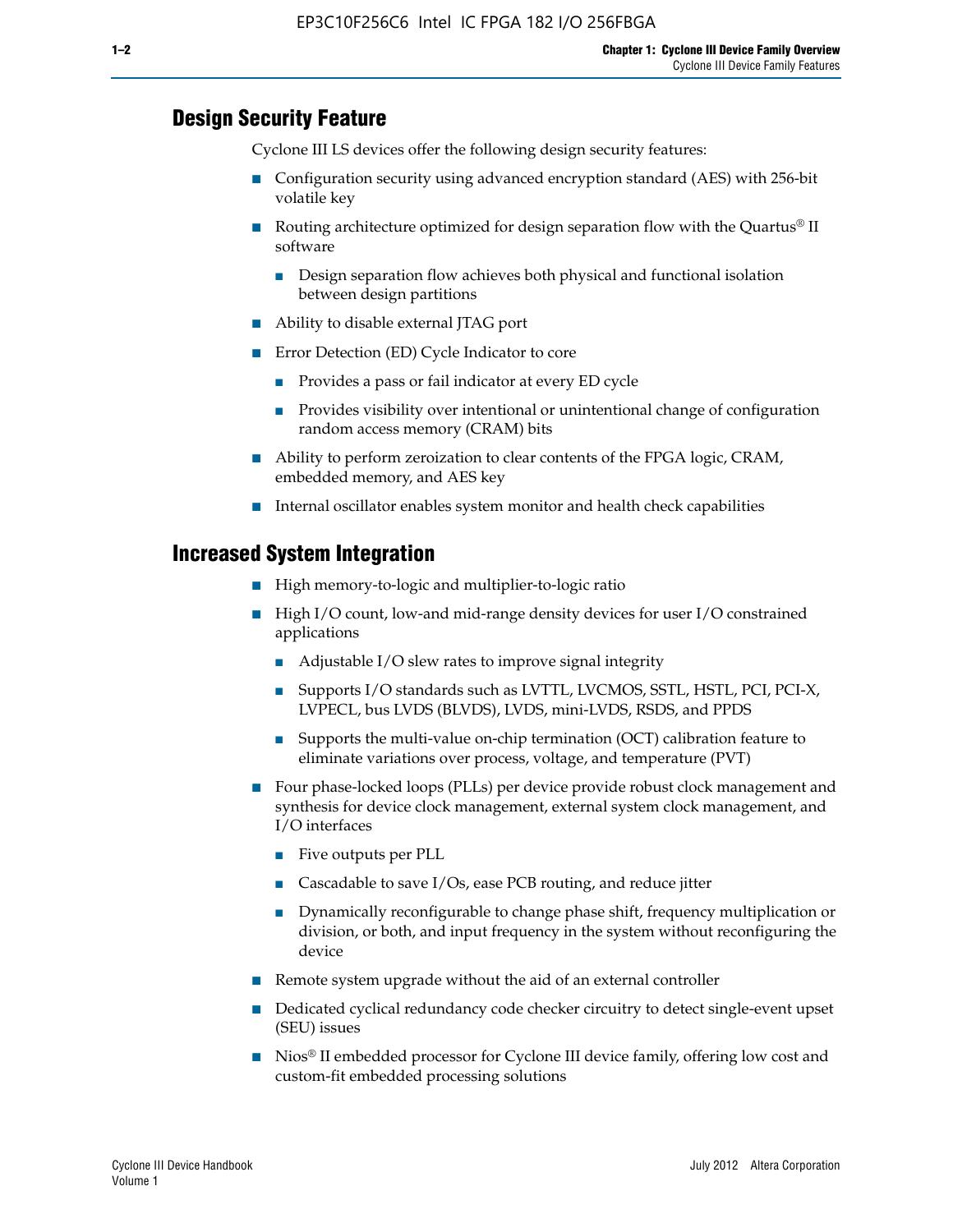## Design Security Feature

Cyclone III LS devices offer the following design security features:

- Configuration security using advanced encryption standard (AES) with 256-bit volatile key
- Routing architecture optimized for design separation flow with the Quartus® II software
  - Design separation flow achieves both physical and functional isolation between design partitions
- Ability to disable external JTAG port
- Error Detection (ED) Cycle Indicator to core
  - Provides a pass or fail indicator at every ED cycle
  - Provides visibility over intentional or unintentional change of configuration random access memory (CRAM) bits
- Ability to perform zeroization to clear contents of the FPGA logic, CRAM, embedded memory, and AES key
- Internal oscillator enables system monitor and health check capabilities

## Increased System Integration

- High memory-to-logic and multiplier-to-logic ratio
- High I/O count, low-and mid-range density devices for user I/O constrained applications
  - Adjustable I/O slew rates to improve signal integrity
  - Supports I/O standards such as LVTTL, LVCMOS, SSTL, HSTL, PCI, PCI-X, LVPECL, bus LVDS (BLVDS), LVDS, mini-LVDS, RSDS, and PPDS
  - Supports the multi-value on-chip termination (OCT) calibration feature to eliminate variations over process, voltage, and temperature (PVT)
- Four phase-locked loops (PLLs) per device provide robust clock management and synthesis for device clock management, external system clock management, and I/O interfaces
  - Five outputs per PLL
  - Cascadable to save I/Os, ease PCB routing, and reduce jitter
  - Dynamically reconfigurable to change phase shift, frequency multiplication or division, or both, and input frequency in the system without reconfiguring the device
- Remote system upgrade without the aid of an external controller
- Dedicated cyclical redundancy code checker circuitry to detect single-event upset (SEU) issues
- Nios® II embedded processor for Cyclone III device family, offering low cost and custom-fit embedded processing solutions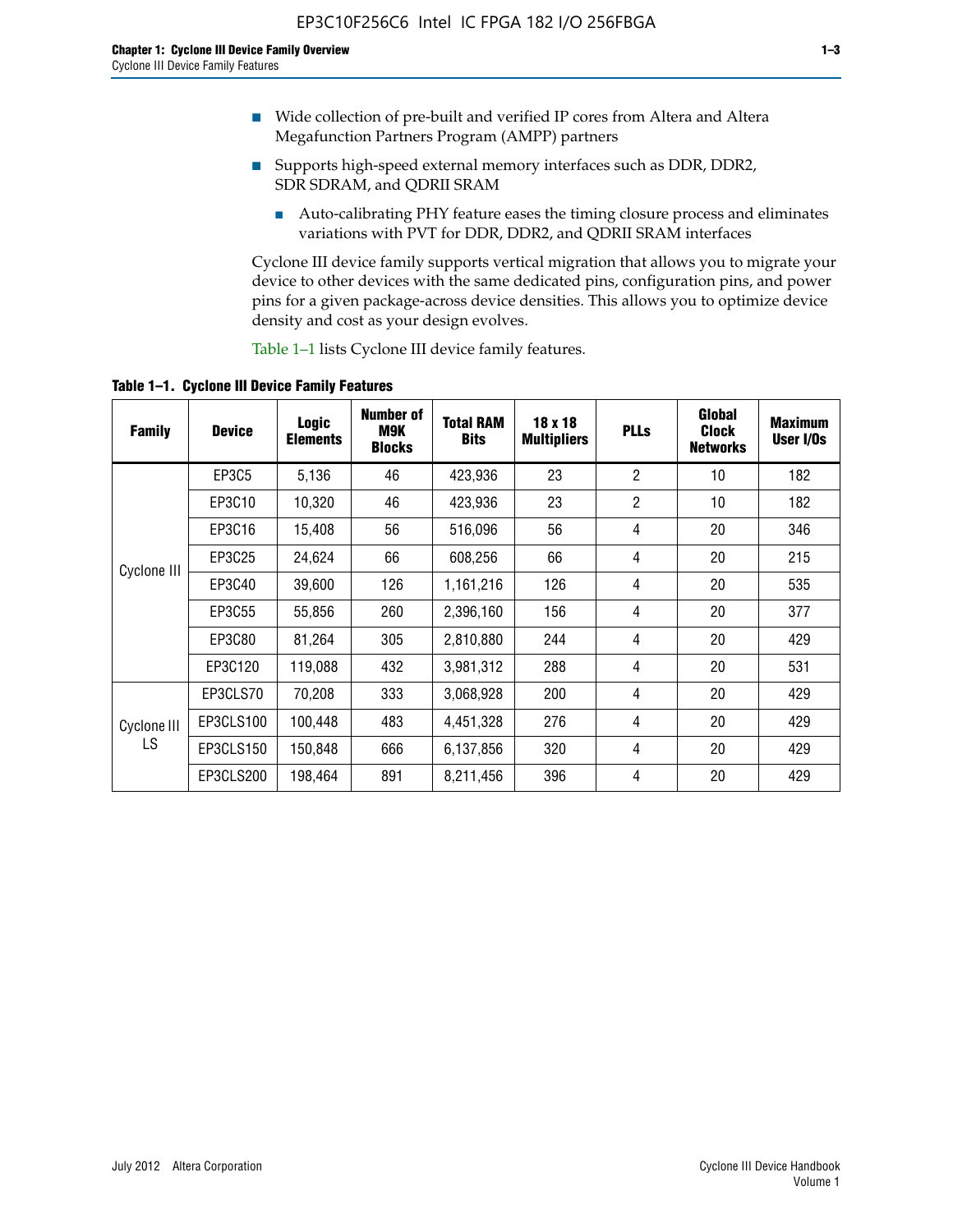- Wide collection of pre-built and verified IP cores from Altera and Altera Megafunction Partners Program (AMPP) partners
- Supports high-speed external memory interfaces such as DDR, DDR2, SDR SDRAM, and QDRII SRAM
  - Auto-calibrating PHY feature eases the timing closure process and eliminates variations with PVT for DDR, DDR2, and QDRII SRAM interfaces

Cyclone III device family supports vertical migration that allows you to migrate your device to other devices with the same dedicated pins, configuration pins, and power pins for a given package-across device densities. This allows you to optimize device density and cost as your design evolves.

Table 1–1 lists Cyclone III device family features.

**Table 1–1. Cyclone III Device Family Features**

| Family | Device | Logic Elements | Number of M9K Blocks | Total RAM Bits | 18 x 18 Multipliers | PLLs | Global Clock Networks | Maximum User I/Os |
|---|---|---|---|---|---|---|---|---|
| Cyclone III | EP3C5 | 5,136 | 46 | 423,936 | 23 | 2 | 10 | 182 |
| | EP3C10 | 10,320 | 46 | 423,936 | 23 | 2 | 10 | 182 |
| | EP3C16 | 15,408 | 56 | 516,096 | 56 | 4 | 20 | 346 |
| | EP3C25 | 24,624 | 66 | 608,256 | 66 | 4 | 20 | 215 |
| | EP3C40 | 39,600 | 126 | 1,161,216 | 126 | 4 | 20 | 535 |
| | EP3C55 | 55,856 | 260 | 2,396,160 | 156 | 4 | 20 | 377 |
| | EP3C80 | 81,264 | 305 | 2,810,880 | 244 | 4 | 20 | 429 |
| | EP3C120 | 119,088 | 432 | 3,981,312 | 288 | 4 | 20 | 531 |
| Cyclone III LS | EP3CLS70 | 70,208 | 333 | 3,068,928 | 200 | 4 | 20 | 429 |
| | EP3CLS100 | 100,448 | 483 | 4,451,328 | 276 | 4 | 20 | 429 |
| | EP3CLS150 | 150,848 | 666 | 6,137,856 | 320 | 4 | 20 | 429 |
| | EP3CLS200 | 198,464 | 891 | 8,211,456 | 396 | 4 | 20 | 429 |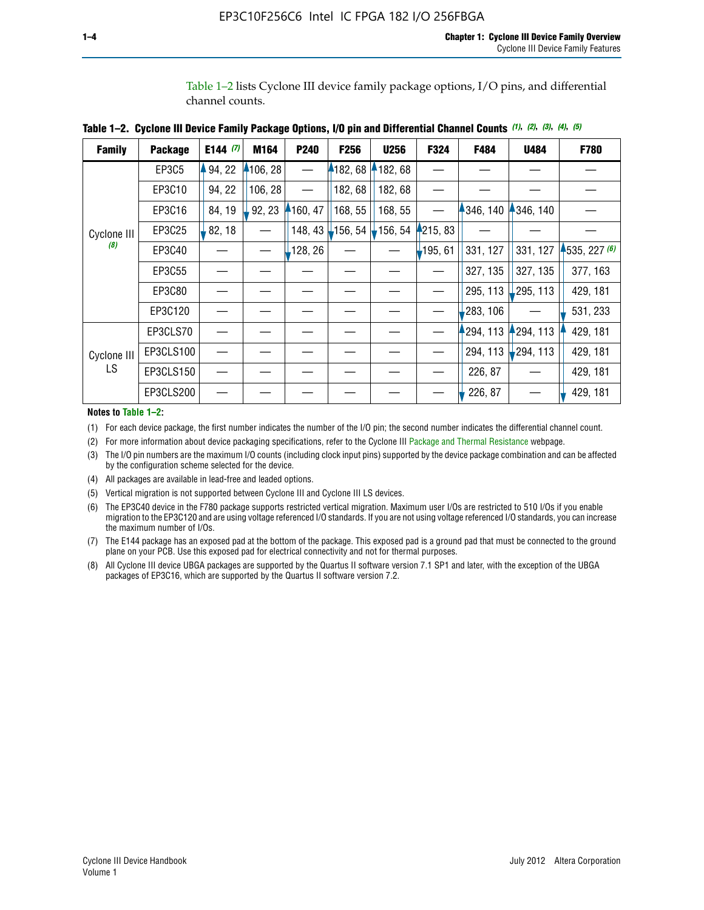Table 1–2 lists Cyclone III device family package options, I/O pins, and differential channel counts.

**Table 1–2. Cyclone III Device Family Package Options, I/O pin and Differential Channel Counts** *(1), (2), (3), (4), (5)*

| Family | Package | E144 *(7)* | M164 | P240 | F256 | U256 | F324 | F484 | U484 | F780 |
|---|---|---|---|---|---|---|---|---|---|---|
| Cyclone III *(8)* | EP3C5 | 94, 22 | 106, 28 | — | 182, 68 | 182, 68 | — | — | — | — |
| | EP3C10 | 94, 22 | 106, 28 | — | 182, 68 | 182, 68 | — | — | — | — |
| | EP3C16 | 84, 19 | 92, 23 | 160, 47 | 168, 55 | 168, 55 | — | 346, 140 | 346, 140 | — |
| | EP3C25 | 82, 18 | — | 148, 43 | 156, 54 | 156, 54 | 215, 83 | — | — | — |
| | EP3C40 | — | — | 128, 26 | — | — | 195, 61 | 331, 127 | 331, 127 | 535, 227 *(6)* |
| | EP3C55 | — | — | — | — | — | — | 327, 135 | 327, 135 | 377, 163 |
| | EP3C80 | — | — | — | — | — | — | 295, 113 | 295, 113 | 429, 181 |
| | EP3C120 | — | — | — | — | — | — | 283, 106 | — | 531, 233 |
| Cyclone III LS | EP3CLS70 | — | — | — | — | — | — | 294, 113 | 294, 113 | 429, 181 |
| | EP3CLS100 | — | — | — | — | — | — | 294, 113 | 294, 113 | 429, 181 |
| | EP3CLS150 | — | — | — | — | — | — | 226, 87 | — | 429, 181 |
| | EP3CLS200 | — | — | — | — | — | — | 226, 87 | — | 429, 181 |

**Notes to Table 1–2:**

(1) For each device package, the first number indicates the number of the I/O pin; the second number indicates the differential channel count.

(2) For more information about device packaging specifications, refer to the Cyclone III Package and Thermal Resistance webpage.

(3) The I/O pin numbers are the maximum I/O counts (including clock input pins) supported by the device package combination and can be affected by the configuration scheme selected for the device.

(4) All packages are available in lead-free and leaded options.

(5) Vertical migration is not supported between Cyclone III and Cyclone III LS devices.

(6) The EP3C40 device in the F780 package supports restricted vertical migration. Maximum user I/Os are restricted to 510 I/Os if you enable migration to the EP3C120 and are using voltage referenced I/O standards. If you are not using voltage referenced I/O standards, you can increase the maximum number of I/Os.

(7) The E144 package has an exposed pad at the bottom of the package. This exposed pad is a ground pad that must be connected to the ground plane on your PCB. Use this exposed pad for electrical connectivity and not for thermal purposes.

(8) All Cyclone III device UBGA packages are supported by the Quartus II software version 7.1 SP1 and later, with the exception of the UBGA packages of EP3C16, which are supported by the Quartus II software version 7.2.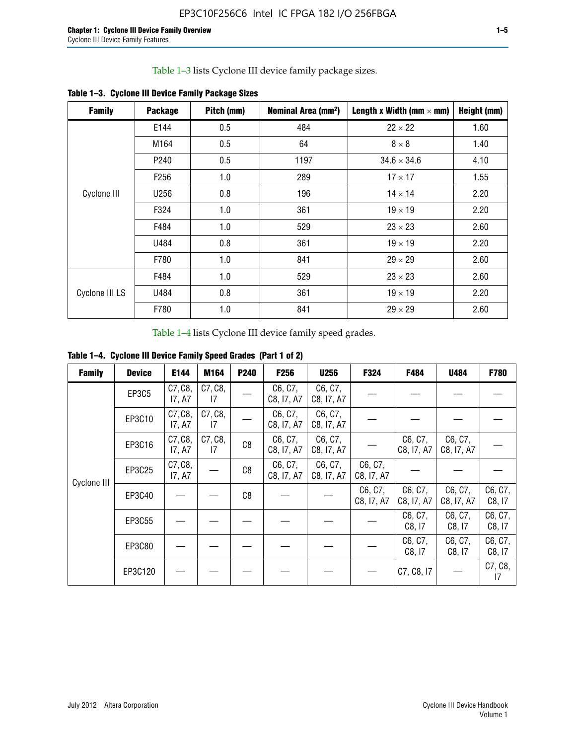Table 1–3 lists Cyclone III device family package sizes.

**Table 1–3. Cyclone III Device Family Package Sizes**

| Family | Package | Pitch (mm) | Nominal Area (mm²) | Length x Width (mm × mm) | Height (mm) |
|---|---|---|---|---|---|
| Cyclone III | E144 | 0.5 | 484 | 22 × 22 | 1.60 |
| | M164 | 0.5 | 64 | 8 × 8 | 1.40 |
| | P240 | 0.5 | 1197 | 34.6 × 34.6 | 4.10 |
| | F256 | 1.0 | 289 | 17 × 17 | 1.55 |
| | U256 | 0.8 | 196 | 14 × 14 | 2.20 |
| | F324 | 1.0 | 361 | 19 × 19 | 2.20 |
| | F484 | 1.0 | 529 | 23 × 23 | 2.60 |
| | U484 | 0.8 | 361 | 19 × 19 | 2.20 |
| | F780 | 1.0 | 841 | 29 × 29 | 2.60 |
| Cyclone III LS | F484 | 1.0 | 529 | 23 × 23 | 2.60 |
| | U484 | 0.8 | 361 | 19 × 19 | 2.20 |
| | F780 | 1.0 | 841 | 29 × 29 | 2.60 |

Table 1–4 lists Cyclone III device family speed grades.

**Table 1–4. Cyclone III Device Family Speed Grades (Part 1 of 2)**

| Family | Device | E144 | M164 | P240 | F256 | U256 | F324 | F484 | U484 | F780 |
|---|---|---|---|---|---|---|---|---|---|---|
| Cyclone III | EP3C5 | C7, C8, I7, A7 | C7, C8, I7 | — | C6, C7, C8, I7, A7 | C6, C7, C8, I7, A7 | — | — | — | — |
| | EP3C10 | C7, C8, I7, A7 | C7, C8, I7 | — | C6, C7, C8, I7, A7 | C6, C7, C8, I7, A7 | — | — | — | — |
| | EP3C16 | C7, C8, I7, A7 | C7, C8, I7 | C8 | C6, C7, C8, I7, A7 | C6, C7, C8, I7, A7 | — | C6, C7, C8, I7, A7 | C6, C7, C8, I7, A7 | — |
| | EP3C25 | C7, C8, I7, A7 | — | C8 | C6, C7, C8, I7, A7 | C6, C7, C8, I7, A7 | C6, C7, C8, I7, A7 | — | — | — |
| | EP3C40 | — | — | C8 | — | — | C6, C7, C8, I7, A7 | C6, C7, C8, I7, A7 | C6, C7, C8, I7, A7 | C6, C7, C8, I7 |
| | EP3C55 | — | — | — | — | — | — | C6, C7, C8, I7 | C6, C7, C8, I7 | C6, C7, C8, I7 |
| | EP3C80 | — | — | — | — | — | — | C6, C7, C8, I7 | C6, C7, C8, I7 | C6, C7, C8, I7 |
| | EP3C120 | — | — | — | — | — | — | C7, C8, I7 | — | C7, C8, I7 |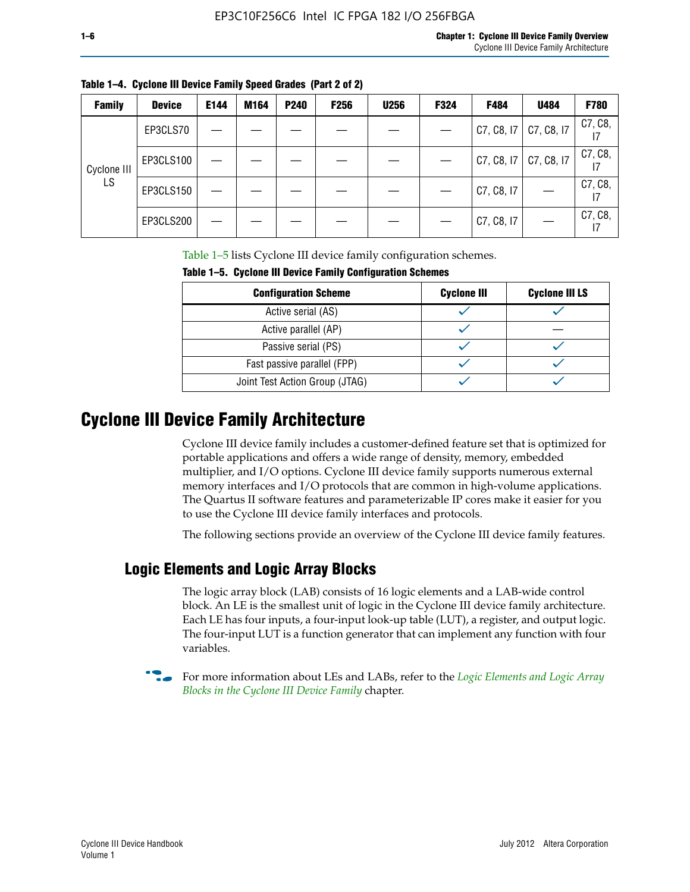**Table 1–4. Cyclone III Device Family Speed Grades (Part 2 of 2)**

| Family | Device | E144 | M164 | P240 | F256 | U256 | F324 | F484 | U484 | F780 |
|---|---|---|---|---|---|---|---|---|---|---|
| Cyclone III LS | EP3CLS70 | — | — | — | — | — | — | C7, C8, I7 | C7, C8, I7 | C7, C8, I7 |
| | EP3CLS100 | — | — | — | — | — | — | C7, C8, I7 | C7, C8, I7 | C7, C8, I7 |
| | EP3CLS150 | — | — | — | — | — | — | C7, C8, I7 | — | C7, C8, I7 |
| | EP3CLS200 | — | — | — | — | — | — | C7, C8, I7 | — | C7, C8, I7 |

Table 1–5 lists Cyclone III device family configuration schemes.

**Table 1–5. Cyclone III Device Family Configuration Schemes**

| Configuration Scheme | Cyclone III | Cyclone III LS |
|---|---|---|
| Active serial (AS) | ✓ | ✓ |
| Active parallel (AP) | ✓ | — |
| Passive serial (PS) | ✓ | ✓ |
| Fast passive parallel (FPP) | ✓ | ✓ |
| Joint Test Action Group (JTAG) | ✓ | ✓ |

# Cyclone III Device Family Architecture

Cyclone III device family includes a customer-defined feature set that is optimized for portable applications and offers a wide range of density, memory, embedded multiplier, and I/O options. Cyclone III device family supports numerous external memory interfaces and I/O protocols that are common in high-volume applications. The Quartus II software features and parameterizable IP cores make it easier for you to use the Cyclone III device family interfaces and protocols.

The following sections provide an overview of the Cyclone III device family features.

## Logic Elements and Logic Array Blocks

The logic array block (LAB) consists of 16 logic elements and a LAB-wide control block. An LE is the smallest unit of logic in the Cyclone III device family architecture. Each LE has four inputs, a four-input look-up table (LUT), a register, and output logic. The four-input LUT is a function generator that can implement any function with four variables.

For more information about LEs and LABs, refer to the *Logic Elements and Logic Array Blocks in the Cyclone III Device Family* chapter.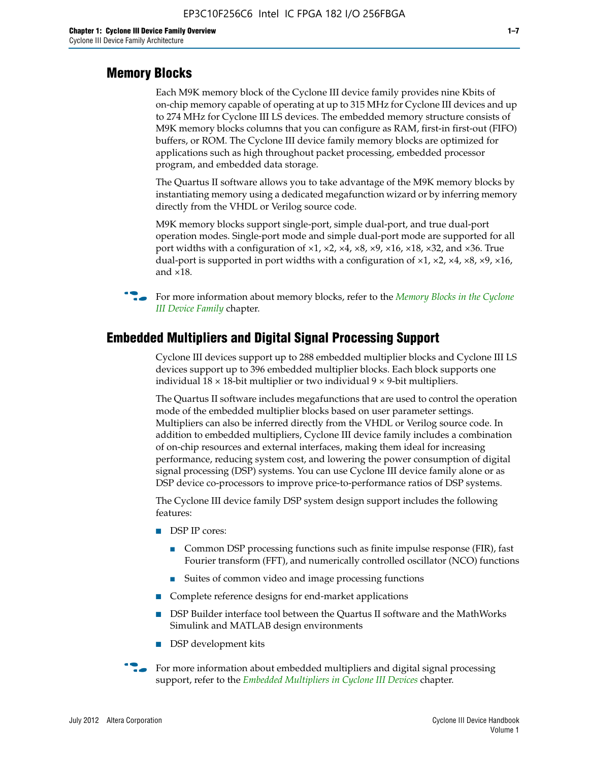## Memory Blocks

Each M9K memory block of the Cyclone III device family provides nine Kbits of on-chip memory capable of operating at up to 315 MHz for Cyclone III devices and up to 274 MHz for Cyclone III LS devices. The embedded memory structure consists of M9K memory blocks columns that you can configure as RAM, first-in first-out (FIFO) buffers, or ROM. The Cyclone III device family memory blocks are optimized for applications such as high throughout packet processing, embedded processor program, and embedded data storage.

The Quartus II software allows you to take advantage of the M9K memory blocks by instantiating memory using a dedicated megafunction wizard or by inferring memory directly from the VHDL or Verilog source code.

M9K memory blocks support single-port, simple dual-port, and true dual-port operation modes. Single-port mode and simple dual-port mode are supported for all port widths with a configuration of ×1, ×2, ×4, ×8, ×9, ×16, ×18, ×32, and ×36. True dual-port is supported in port widths with a configuration of ×1, ×2, ×4, ×8, ×9, ×16, and ×18.

For more information about memory blocks, refer to the *Memory Blocks in the Cyclone III Device Family* chapter.

## Embedded Multipliers and Digital Signal Processing Support

Cyclone III devices support up to 288 embedded multiplier blocks and Cyclone III LS devices support up to 396 embedded multiplier blocks. Each block supports one individual 18 × 18-bit multiplier or two individual 9 × 9-bit multipliers.

The Quartus II software includes megafunctions that are used to control the operation mode of the embedded multiplier blocks based on user parameter settings. Multipliers can also be inferred directly from the VHDL or Verilog source code. In addition to embedded multipliers, Cyclone III device family includes a combination of on-chip resources and external interfaces, making them ideal for increasing performance, reducing system cost, and lowering the power consumption of digital signal processing (DSP) systems. You can use Cyclone III device family alone or as DSP device co-processors to improve price-to-performance ratios of DSP systems.

The Cyclone III device family DSP system design support includes the following features:

- DSP IP cores:
  - Common DSP processing functions such as finite impulse response (FIR), fast Fourier transform (FFT), and numerically controlled oscillator (NCO) functions
  - Suites of common video and image processing functions
- Complete reference designs for end-market applications
- DSP Builder interface tool between the Quartus II software and the MathWorks Simulink and MATLAB design environments
- DSP development kits

For more information about embedded multipliers and digital signal processing support, refer to the *Embedded Multipliers in Cyclone III Devices* chapter.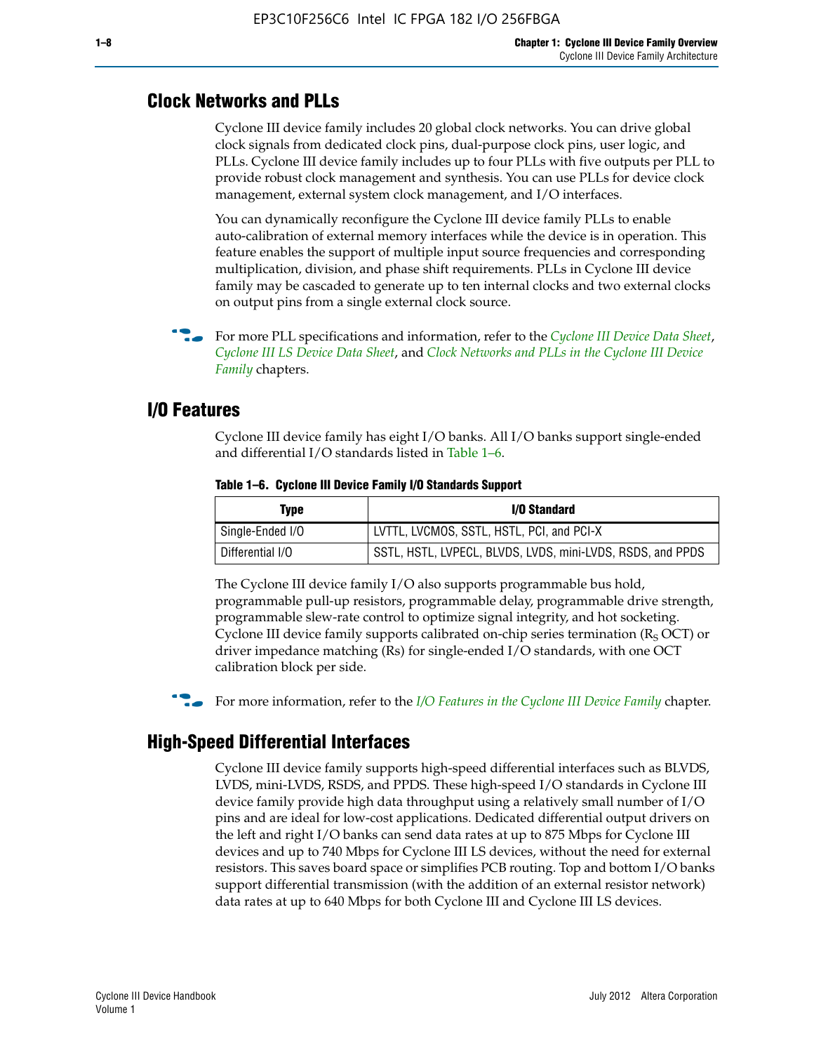## Clock Networks and PLLs

Cyclone III device family includes 20 global clock networks. You can drive global clock signals from dedicated clock pins, dual-purpose clock pins, user logic, and PLLs. Cyclone III device family includes up to four PLLs with five outputs per PLL to provide robust clock management and synthesis. You can use PLLs for device clock management, external system clock management, and I/O interfaces.

You can dynamically reconfigure the Cyclone III device family PLLs to enable auto-calibration of external memory interfaces while the device is in operation. This feature enables the support of multiple input source frequencies and corresponding multiplication, division, and phase shift requirements. PLLs in Cyclone III device family may be cascaded to generate up to ten internal clocks and two external clocks on output pins from a single external clock source.

For more PLL specifications and information, refer to the *Cyclone III Device Data Sheet*, *Cyclone III LS Device Data Sheet*, and *Clock Networks and PLLs in the Cyclone III Device Family* chapters.

## I/O Features

Cyclone III device family has eight I/O banks. All I/O banks support single-ended and differential I/O standards listed in Table 1–6.

**Table 1–6. Cyclone III Device Family I/O Standards Support**

| Type | I/O Standard |
|---|---|
| Single-Ended I/O | LVTTL, LVCMOS, SSTL, HSTL, PCI, and PCI-X |
| Differential I/O | SSTL, HSTL, LVPECL, BLVDS, LVDS, mini-LVDS, RSDS, and PPDS |

The Cyclone III device family I/O also supports programmable bus hold, programmable pull-up resistors, programmable delay, programmable drive strength, programmable slew-rate control to optimize signal integrity, and hot socketing. Cyclone III device family supports calibrated on-chip series termination ($R_S$ OCT) or driver impedance matching (Rs) for single-ended I/O standards, with one OCT calibration block per side.

For more information, refer to the *I/O Features in the Cyclone III Device Family* chapter.

## High-Speed Differential Interfaces

Cyclone III device family supports high-speed differential interfaces such as BLVDS, LVDS, mini-LVDS, RSDS, and PPDS. These high-speed I/O standards in Cyclone III device family provide high data throughput using a relatively small number of I/O pins and are ideal for low-cost applications. Dedicated differential output drivers on the left and right I/O banks can send data rates at up to 875 Mbps for Cyclone III devices and up to 740 Mbps for Cyclone III LS devices, without the need for external resistors. This saves board space or simplifies PCB routing. Top and bottom I/O banks support differential transmission (with the addition of an external resistor network) data rates at up to 640 Mbps for both Cyclone III and Cyclone III LS devices.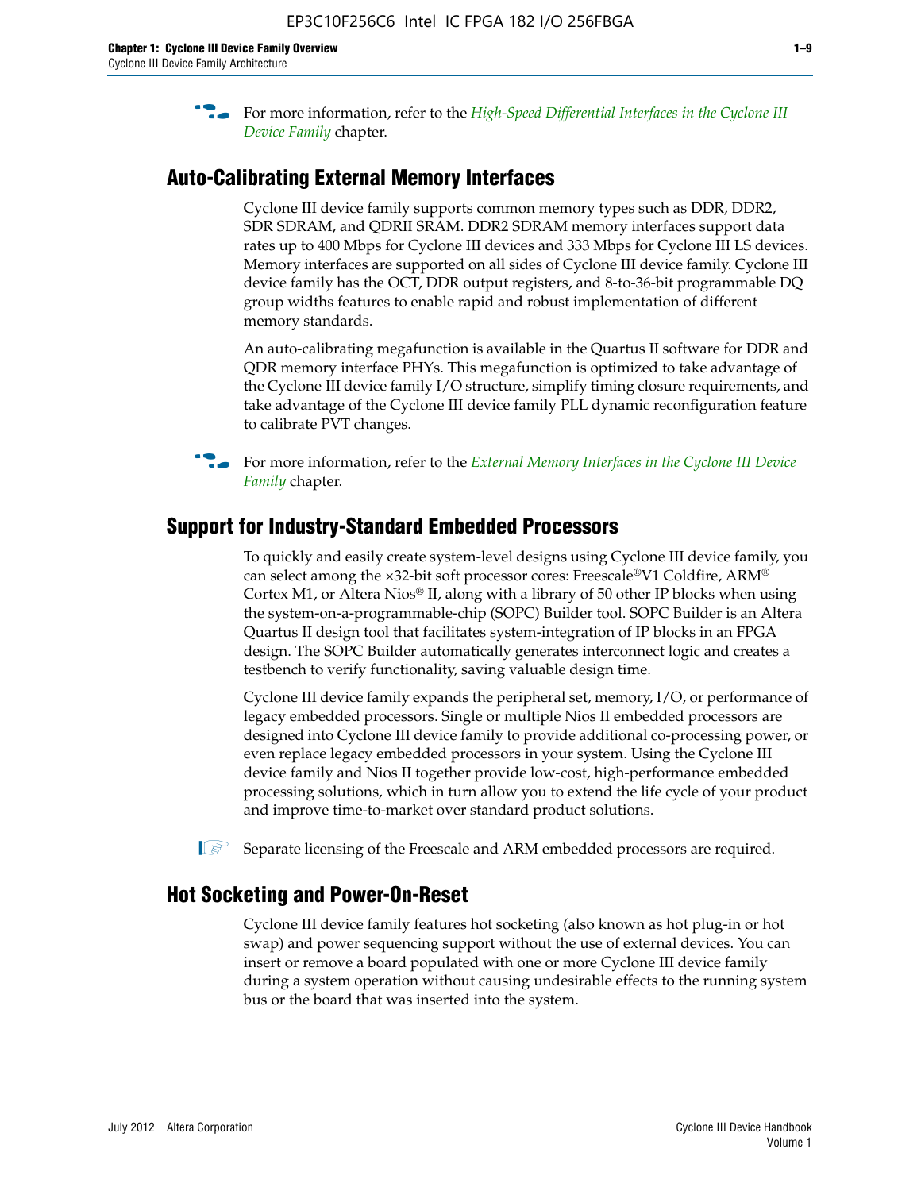For more information, refer to the *High-Speed Differential Interfaces in the Cyclone III Device Family* chapter.

## Auto-Calibrating External Memory Interfaces

Cyclone III device family supports common memory types such as DDR, DDR2, SDR SDRAM, and QDRII SRAM. DDR2 SDRAM memory interfaces support data rates up to 400 Mbps for Cyclone III devices and 333 Mbps for Cyclone III LS devices. Memory interfaces are supported on all sides of Cyclone III device family. Cyclone III device family has the OCT, DDR output registers, and 8-to-36-bit programmable DQ group widths features to enable rapid and robust implementation of different memory standards.

An auto-calibrating megafunction is available in the Quartus II software for DDR and QDR memory interface PHYs. This megafunction is optimized to take advantage of the Cyclone III device family I/O structure, simplify timing closure requirements, and take advantage of the Cyclone III device family PLL dynamic reconfiguration feature to calibrate PVT changes.

For more information, refer to the *External Memory Interfaces in the Cyclone III Device Family* chapter.

## Support for Industry-Standard Embedded Processors

To quickly and easily create system-level designs using Cyclone III device family, you can select among the ×32-bit soft processor cores: Freescale®V1 Coldfire, ARM® Cortex M1, or Altera Nios® II, along with a library of 50 other IP blocks when using the system-on-a-programmable-chip (SOPC) Builder tool. SOPC Builder is an Altera Quartus II design tool that facilitates system-integration of IP blocks in an FPGA design. The SOPC Builder automatically generates interconnect logic and creates a testbench to verify functionality, saving valuable design time.

Cyclone III device family expands the peripheral set, memory, I/O, or performance of legacy embedded processors. Single or multiple Nios II embedded processors are designed into Cyclone III device family to provide additional co-processing power, or even replace legacy embedded processors in your system. Using the Cyclone III device family and Nios II together provide low-cost, high-performance embedded processing solutions, which in turn allow you to extend the life cycle of your product and improve time-to-market over standard product solutions.

Separate licensing of the Freescale and ARM embedded processors are required.

## Hot Socketing and Power-On-Reset

Cyclone III device family features hot socketing (also known as hot plug-in or hot swap) and power sequencing support without the use of external devices. You can insert or remove a board populated with one or more Cyclone III device family during a system operation without causing undesirable effects to the running system bus or the board that was inserted into the system.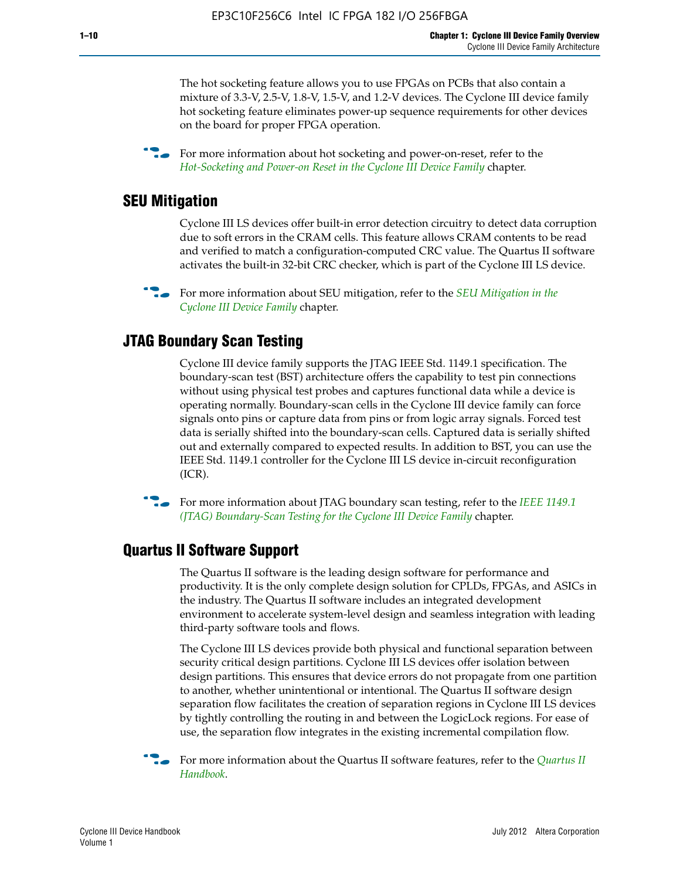The hot socketing feature allows you to use FPGAs on PCBs that also contain a mixture of 3.3-V, 2.5-V, 1.8-V, 1.5-V, and 1.2-V devices. The Cyclone III device family hot socketing feature eliminates power-up sequence requirements for other devices on the board for proper FPGA operation.

For more information about hot socketing and power-on-reset, refer to the *Hot-Socketing and Power-on Reset in the Cyclone III Device Family* chapter.

## SEU Mitigation

Cyclone III LS devices offer built-in error detection circuitry to detect data corruption due to soft errors in the CRAM cells. This feature allows CRAM contents to be read and verified to match a configuration-computed CRC value. The Quartus II software activates the built-in 32-bit CRC checker, which is part of the Cyclone III LS device.

For more information about SEU mitigation, refer to the *SEU Mitigation in the Cyclone III Device Family* chapter.

## JTAG Boundary Scan Testing

Cyclone III device family supports the JTAG IEEE Std. 1149.1 specification. The boundary-scan test (BST) architecture offers the capability to test pin connections without using physical test probes and captures functional data while a device is operating normally. Boundary-scan cells in the Cyclone III device family can force signals onto pins or capture data from pins or from logic array signals. Forced test data is serially shifted into the boundary-scan cells. Captured data is serially shifted out and externally compared to expected results. In addition to BST, you can use the IEEE Std. 1149.1 controller for the Cyclone III LS device in-circuit reconfiguration (ICR).

For more information about JTAG boundary scan testing, refer to the *IEEE 1149.1 (JTAG) Boundary-Scan Testing for the Cyclone III Device Family* chapter.

## Quartus II Software Support

The Quartus II software is the leading design software for performance and productivity. It is the only complete design solution for CPLDs, FPGAs, and ASICs in the industry. The Quartus II software includes an integrated development environment to accelerate system-level design and seamless integration with leading third-party software tools and flows.

The Cyclone III LS devices provide both physical and functional separation between security critical design partitions. Cyclone III LS devices offer isolation between design partitions. This ensures that device errors do not propagate from one partition to another, whether unintentional or intentional. The Quartus II software design separation flow facilitates the creation of separation regions in Cyclone III LS devices by tightly controlling the routing in and between the LogicLock regions. For ease of use, the separation flow integrates in the existing incremental compilation flow.

For more information about the Quartus II software features, refer to the *Quartus II Handbook*.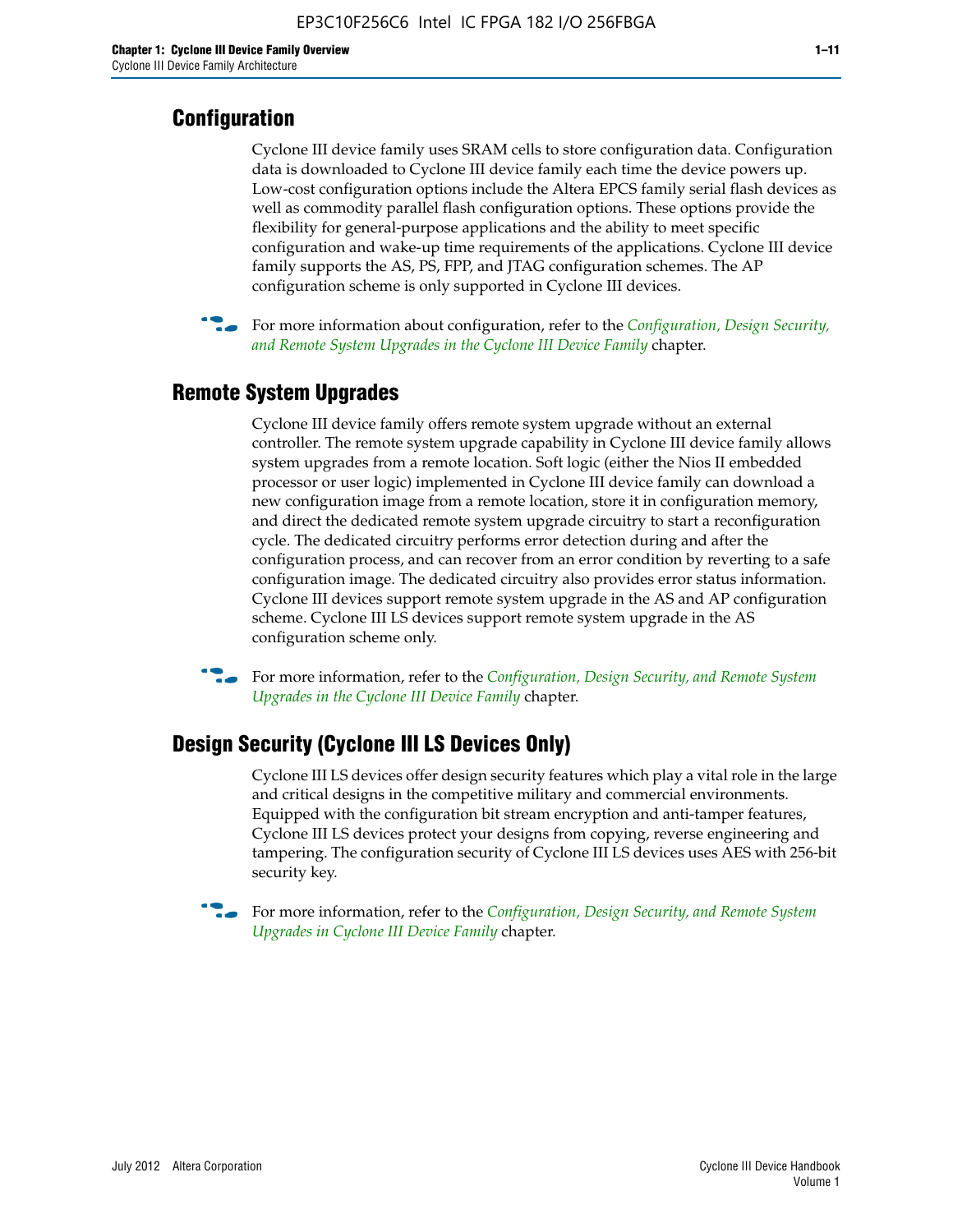## Configuration

Cyclone III device family uses SRAM cells to store configuration data. Configuration data is downloaded to Cyclone III device family each time the device powers up. Low-cost configuration options include the Altera EPCS family serial flash devices as well as commodity parallel flash configuration options. These options provide the flexibility for general-purpose applications and the ability to meet specific configuration and wake-up time requirements of the applications. Cyclone III device family supports the AS, PS, FPP, and JTAG configuration schemes. The AP configuration scheme is only supported in Cyclone III devices.

For more information about configuration, refer to the *Configuration, Design Security, and Remote System Upgrades in the Cyclone III Device Family* chapter.

## Remote System Upgrades

Cyclone III device family offers remote system upgrade without an external controller. The remote system upgrade capability in Cyclone III device family allows system upgrades from a remote location. Soft logic (either the Nios II embedded processor or user logic) implemented in Cyclone III device family can download a new configuration image from a remote location, store it in configuration memory, and direct the dedicated remote system upgrade circuitry to start a reconfiguration cycle. The dedicated circuitry performs error detection during and after the configuration process, and can recover from an error condition by reverting to a safe configuration image. The dedicated circuitry also provides error status information. Cyclone III devices support remote system upgrade in the AS and AP configuration scheme. Cyclone III LS devices support remote system upgrade in the AS configuration scheme only.

For more information, refer to the *Configuration, Design Security, and Remote System Upgrades in the Cyclone III Device Family* chapter.

## Design Security (Cyclone III LS Devices Only)

Cyclone III LS devices offer design security features which play a vital role in the large and critical designs in the competitive military and commercial environments. Equipped with the configuration bit stream encryption and anti-tamper features, Cyclone III LS devices protect your designs from copying, reverse engineering and tampering. The configuration security of Cyclone III LS devices uses AES with 256-bit security key.

For more information, refer to the *Configuration, Design Security, and Remote System Upgrades in Cyclone III Device Family* chapter.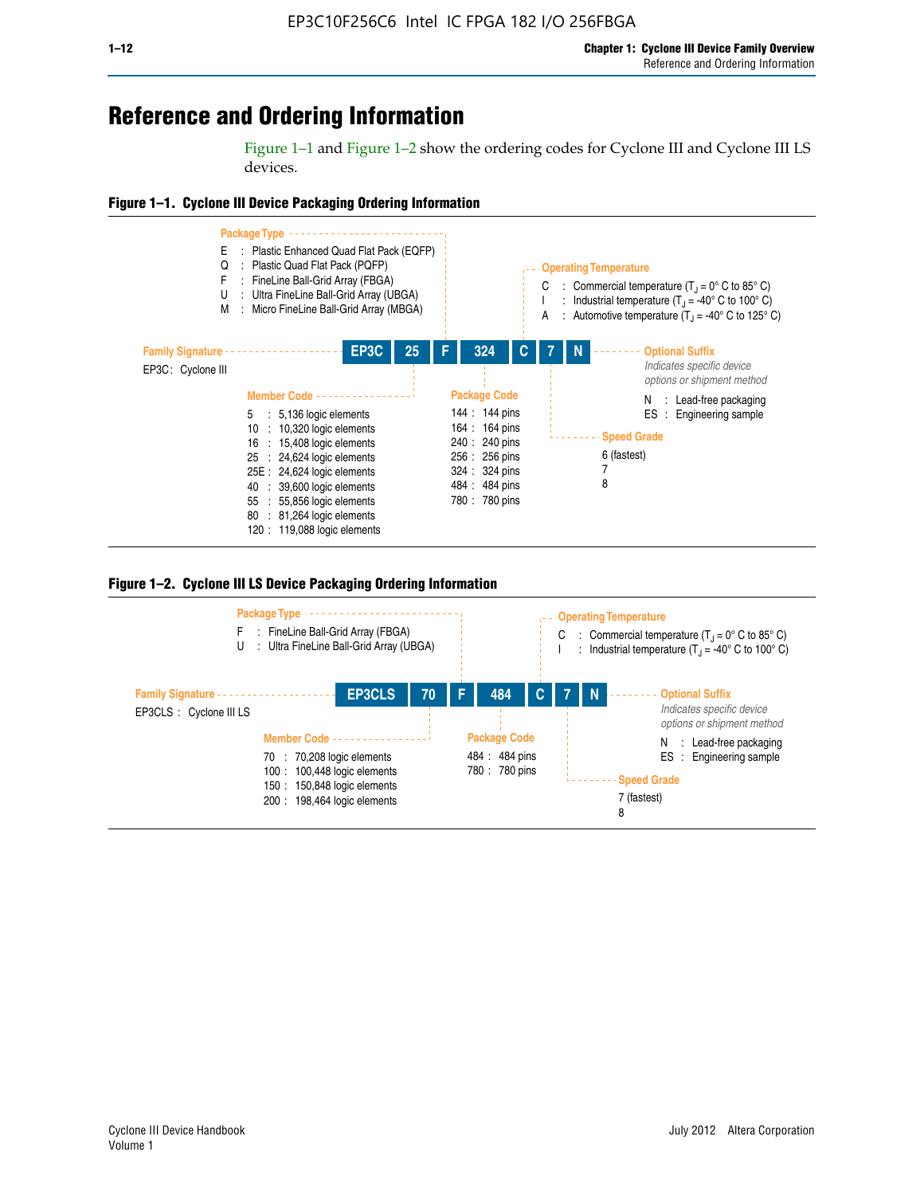# Reference and Ordering Information

Figure 1–1 and Figure 1–2 show the ordering codes for Cyclone III and Cyclone III LS devices.

**Figure 1–1. Cyclone III Device Packaging Ordering Information**

EP3C | 25 | F | 324 | C | 7 | N

**Family Signature**

EP3C : Cyclone III

**Member Code**

- 5 : 5,136 logic elements
- 10 : 10,320 logic elements
- 16 : 15,408 logic elements
- 25 : 24,624 logic elements
- 25E : 24,624 logic elements
- 40 : 39,600 logic elements
- 55 : 55,856 logic elements
- 80 : 81,264 logic elements
- 120 : 119,088 logic elements

**Package Type**

- E : Plastic Enhanced Quad Flat Pack (EQFP)
- Q : Plastic Quad Flat Pack (PQFP)
- F : FineLine Ball-Grid Array (FBGA)
- U : Ultra FineLine Ball-Grid Array (UBGA)
- M : Micro FineLine Ball-Grid Array (MBGA)

**Package Code**

- 144 : 144 pins
- 164 : 164 pins
- 240 : 240 pins
- 256 : 256 pins
- 324 : 324 pins
- 484 : 484 pins
- 780 : 780 pins

**Operating Temperature**

- C : Commercial temperature ($T_J$ = 0° C to 85° C)
- I : Industrial temperature ($T_J$ = -40° C to 100° C)
- A : Automotive temperature ($T_J$ = -40° C to 125° C)

**Speed Grade**

- 6 (fastest)
- 7
- 8

**Optional Suffix**

*Indicates specific device options or shipment method*

- N : Lead-free packaging
- ES : Engineering sample

**Figure 1–2. Cyclone III LS Device Packaging Ordering Information**

EP3CLS | 70 | F | 484 | C | 7 | N

**Family Signature**

EP3CLS : Cyclone III LS

**Member Code**

- 70 : 70,208 logic elements
- 100 : 100,448 logic elements
- 150 : 150,848 logic elements
- 200 : 198,464 logic elements

**Package Type**

- F : FineLine Ball-Grid Array (FBGA)
- U : Ultra FineLine Ball-Grid Array (UBGA)

**Package Code**

- 484 : 484 pins
- 780 : 780 pins

**Operating Temperature**

- C : Commercial temperature ($T_J$ = 0° C to 85° C)
- I : Industrial temperature ($T_J$ = -40° C to 100° C)

**Speed Grade**

- 7 (fastest)
- 8

**Optional Suffix**

*Indicates specific device options or shipment method*

- N : Lead-free packaging
- ES : Engineering sample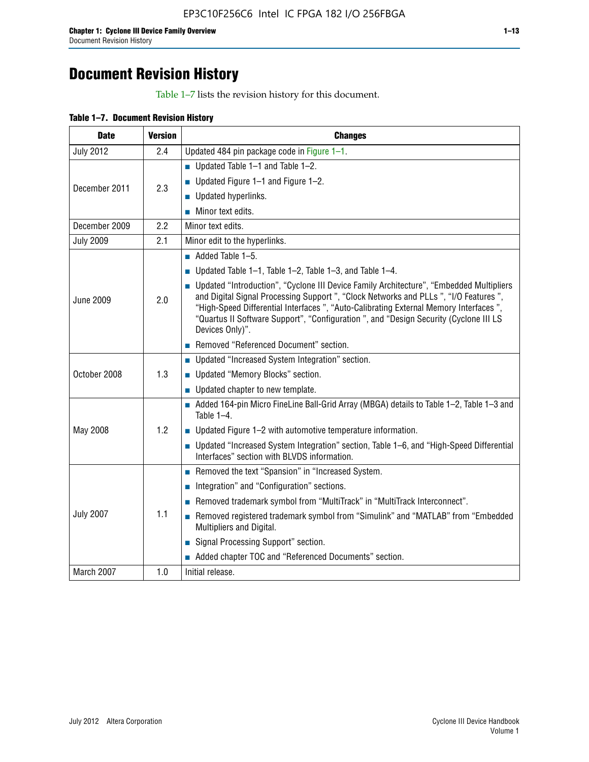# Document Revision History

Table 1–7 lists the revision history for this document.

**Table 1–7. Document Revision History**

| Date | Version | Changes |
|---|---|---|
| July 2012 | 2.4 | Updated 484 pin package code in Figure 1–1. |
| December 2011 | 2.3 | ■ Updated Table 1–1 and Table 1–2.<br>■ Updated Figure 1–1 and Figure 1–2.<br>■ Updated hyperlinks.<br>■ Minor text edits. |
| December 2009 | 2.2 | Minor text edits. |
| July 2009 | 2.1 | Minor edit to the hyperlinks. |
| June 2009 | 2.0 | ■ Added Table 1–5.<br>■ Updated Table 1–1, Table 1–2, Table 1–3, and Table 1–4.<br>■ Updated "Introduction", "Cyclone III Device Family Architecture", "Embedded Multipliers and Digital Signal Processing Support ", "Clock Networks and PLLs ", "I/O Features ", "High-Speed Differential Interfaces ", "Auto-Calibrating External Memory Interfaces ", "Quartus II Software Support", "Configuration ", and "Design Security (Cyclone III LS Devices Only)".<br>■ Removed "Referenced Document" section. |
| October 2008 | 1.3 | ■ Updated "Increased System Integration" section.<br>■ Updated "Memory Blocks" section.<br>■ Updated chapter to new template. |
| May 2008 | 1.2 | ■ Added 164-pin Micro FineLine Ball-Grid Array (MBGA) details to Table 1–2, Table 1–3 and Table 1–4.<br>■ Updated Figure 1–2 with automotive temperature information.<br>■ Updated "Increased System Integration" section, Table 1–6, and "High-Speed Differential Interfaces" section with BLVDS information. |
| July 2007 | 1.1 | ■ Removed the text "Spansion" in "Increased System.<br>■ Integration" and "Configuration" sections.<br>■ Removed trademark symbol from "MultiTrack" in "MultiTrack Interconnect".<br>■ Removed registered trademark symbol from "Simulink" and "MATLAB" from "Embedded Multipliers and Digital.<br>■ Signal Processing Support" section.<br>■ Added chapter TOC and "Referenced Documents" section. |
| March 2007 | 1.0 | Initial release. |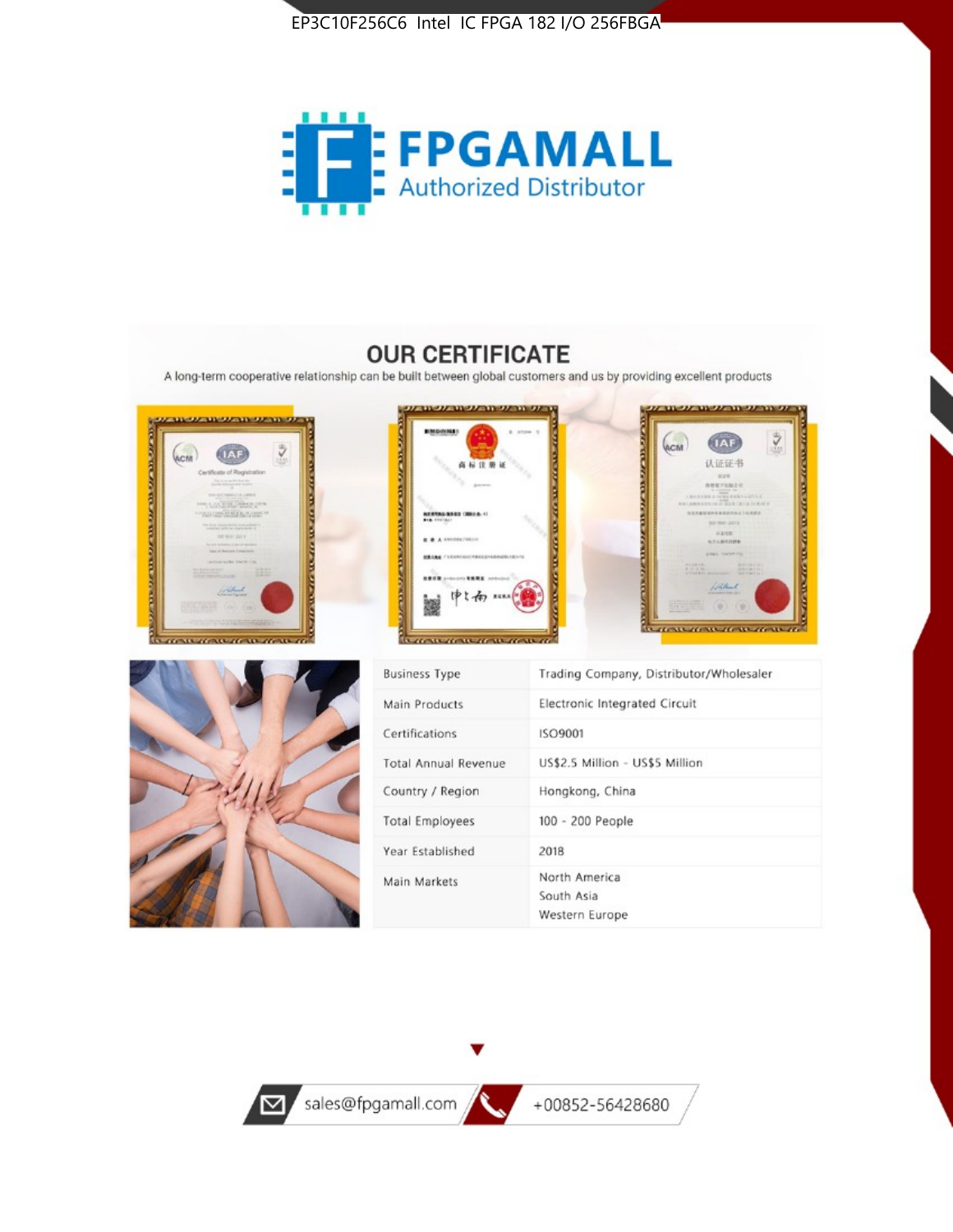FPGAMALL

Authorized Distributor

## OUR CERTIFICATE

A long-term cooperative relationship can be built between global customers and us by providing excellent products

| | |
|---|---|
| Business Type | Trading Company, Distributor/Wholesaler |
| Main Products | Electronic Integrated Circuit |
| Certifications | ISO9001 |
| Total Annual Revenue | US$2.5 Million - US$5 Million |
| Country / Region | Hongkong, China |
| Total Employees | 100 - 200 People |
| Year Established | 2018 |
| Main Markets | North America<br>South Asia<br>Western Europe |

sales@fpgamall.com

+00852-56428680